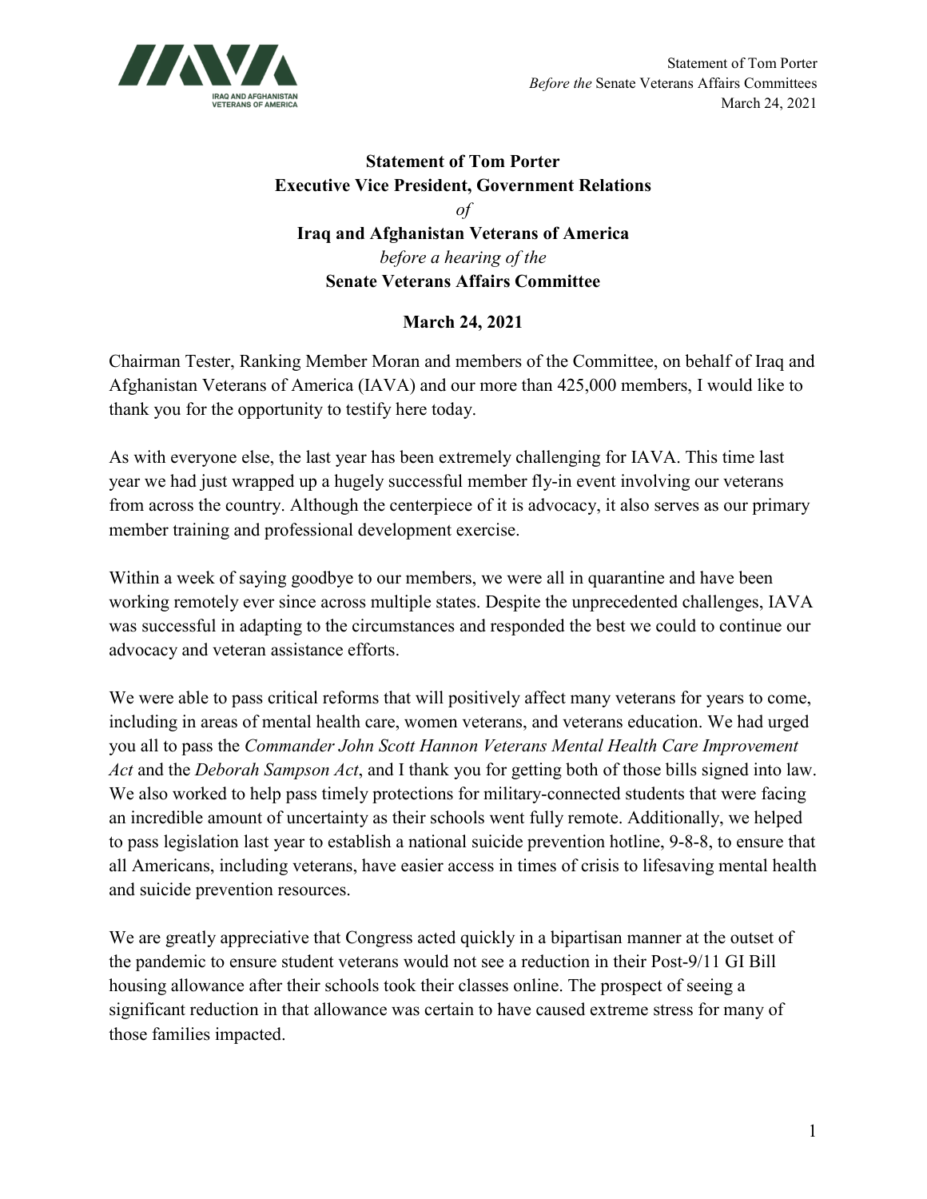**Statement of Tom Porter**
**Executive Vice President, Government Relations**
*of*
**Iraq and Afghanistan Veterans of America**
*before a hearing of the*
**Senate Veterans Affairs Committee**

**March 24, 2021**

Chairman Tester, Ranking Member Moran and members of the Committee, on behalf of Iraq and Afghanistan Veterans of America (IAVA) and our more than 425,000 members, I would like to thank you for the opportunity to testify here today.

As with everyone else, the last year has been extremely challenging for IAVA. This time last year we had just wrapped up a hugely successful member fly-in event involving our veterans from across the country. Although the centerpiece of it is advocacy, it also serves as our primary member training and professional development exercise.

Within a week of saying goodbye to our members, we were all in quarantine and have been working remotely ever since across multiple states. Despite the unprecedented challenges, IAVA was successful in adapting to the circumstances and responded the best we could to continue our advocacy and veteran assistance efforts.

We were able to pass critical reforms that will positively affect many veterans for years to come, including in areas of mental health care, women veterans, and veterans education. We had urged you all to pass the *Commander John Scott Hannon Veterans Mental Health Care Improvement Act* and the *Deborah Sampson Act*, and I thank you for getting both of those bills signed into law. We also worked to help pass timely protections for military-connected students that were facing an incredible amount of uncertainty as their schools went fully remote. Additionally, we helped to pass legislation last year to establish a national suicide prevention hotline, 9-8-8, to ensure that all Americans, including veterans, have easier access in times of crisis to lifesaving mental health and suicide prevention resources.

We are greatly appreciative that Congress acted quickly in a bipartisan manner at the outset of the pandemic to ensure student veterans would not see a reduction in their Post-9/11 GI Bill housing allowance after their schools took their classes online. The prospect of seeing a significant reduction in that allowance was certain to have caused extreme stress for many of those families impacted.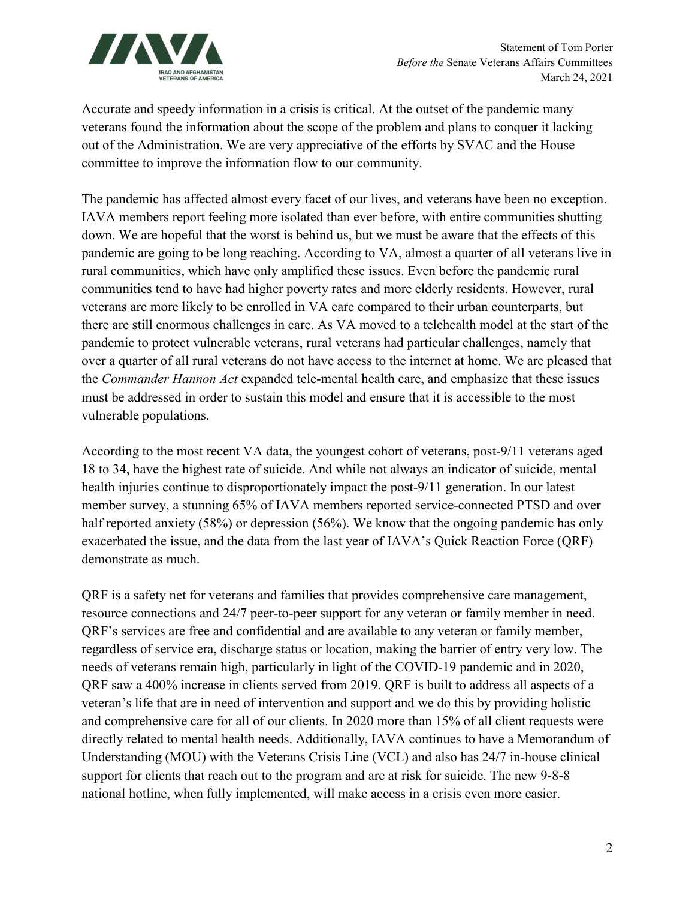Accurate and speedy information in a crisis is critical. At the outset of the pandemic many veterans found the information about the scope of the problem and plans to conquer it lacking out of the Administration. We are very appreciative of the efforts by SVAC and the House committee to improve the information flow to our community.

The pandemic has affected almost every facet of our lives, and veterans have been no exception. IAVA members report feeling more isolated than ever before, with entire communities shutting down. We are hopeful that the worst is behind us, but we must be aware that the effects of this pandemic are going to be long reaching. According to VA, almost a quarter of all veterans live in rural communities, which have only amplified these issues. Even before the pandemic rural communities tend to have had higher poverty rates and more elderly residents. However, rural veterans are more likely to be enrolled in VA care compared to their urban counterparts, but there are still enormous challenges in care. As VA moved to a telehealth model at the start of the pandemic to protect vulnerable veterans, rural veterans had particular challenges, namely that over a quarter of all rural veterans do not have access to the internet at home. We are pleased that the *Commander Hannon Act* expanded tele-mental health care, and emphasize that these issues must be addressed in order to sustain this model and ensure that it is accessible to the most vulnerable populations.

According to the most recent VA data, the youngest cohort of veterans, post-9/11 veterans aged 18 to 34, have the highest rate of suicide. And while not always an indicator of suicide, mental health injuries continue to disproportionately impact the post-9/11 generation. In our latest member survey, a stunning 65% of IAVA members reported service-connected PTSD and over half reported anxiety (58%) or depression (56%). We know that the ongoing pandemic has only exacerbated the issue, and the data from the last year of IAVA's Quick Reaction Force (QRF) demonstrate as much.

QRF is a safety net for veterans and families that provides comprehensive care management, resource connections and 24/7 peer-to-peer support for any veteran or family member in need. QRF's services are free and confidential and are available to any veteran or family member, regardless of service era, discharge status or location, making the barrier of entry very low. The needs of veterans remain high, particularly in light of the COVID-19 pandemic and in 2020, QRF saw a 400% increase in clients served from 2019. QRF is built to address all aspects of a veteran's life that are in need of intervention and support and we do this by providing holistic and comprehensive care for all of our clients. In 2020 more than 15% of all client requests were directly related to mental health needs. Additionally, IAVA continues to have a Memorandum of Understanding (MOU) with the Veterans Crisis Line (VCL) and also has 24/7 in-house clinical support for clients that reach out to the program and are at risk for suicide. The new 9-8-8 national hotline, when fully implemented, will make access in a crisis even more easier.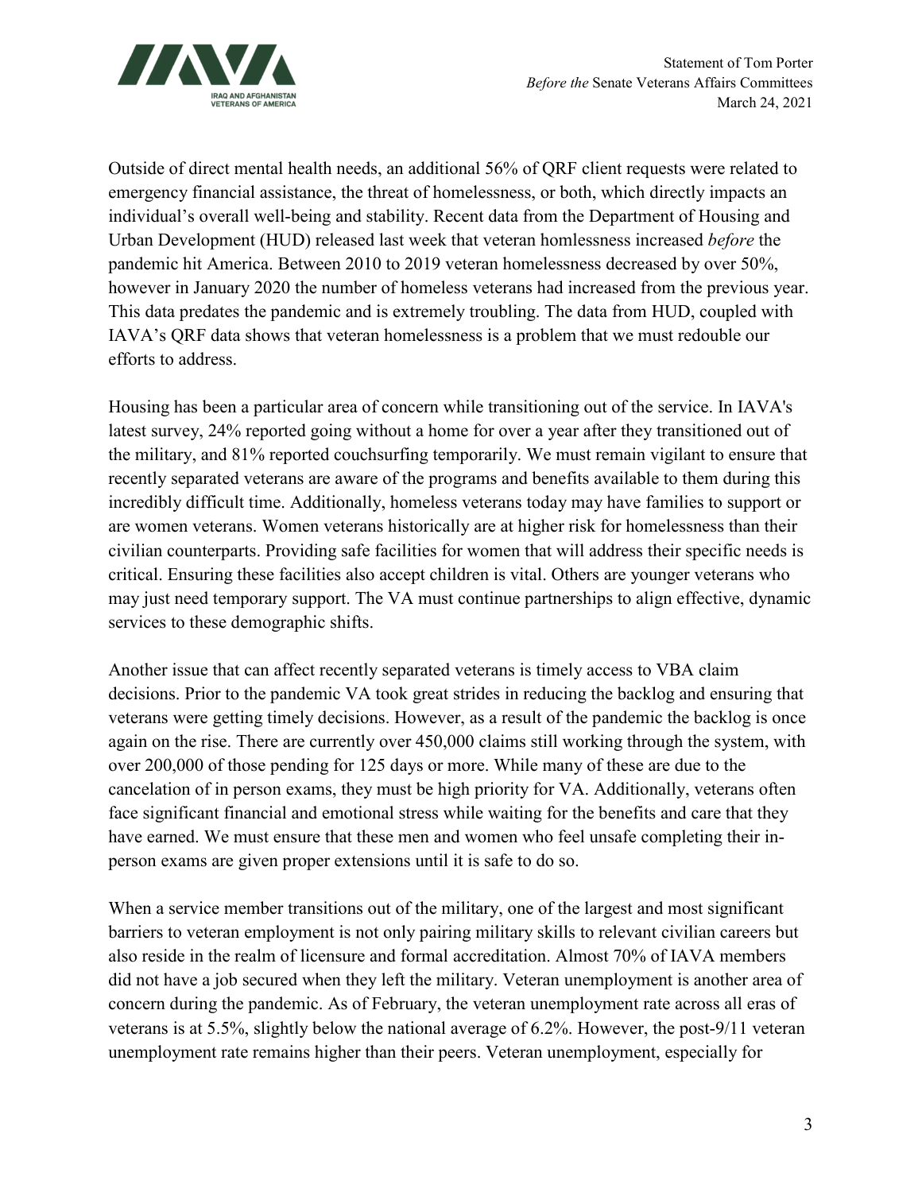Outside of direct mental health needs, an additional 56% of QRF client requests were related to emergency financial assistance, the threat of homelessness, or both, which directly impacts an individual's overall well-being and stability. Recent data from the Department of Housing and Urban Development (HUD) released last week that veteran homlessness increased *before* the pandemic hit America. Between 2010 to 2019 veteran homelessness decreased by over 50%, however in January 2020 the number of homeless veterans had increased from the previous year. This data predates the pandemic and is extremely troubling. The data from HUD, coupled with IAVA's QRF data shows that veteran homelessness is a problem that we must redouble our efforts to address.

Housing has been a particular area of concern while transitioning out of the service. In IAVA's latest survey, 24% reported going without a home for over a year after they transitioned out of the military, and 81% reported couchsurfing temporarily. We must remain vigilant to ensure that recently separated veterans are aware of the programs and benefits available to them during this incredibly difficult time. Additionally, homeless veterans today may have families to support or are women veterans. Women veterans historically are at higher risk for homelessness than their civilian counterparts. Providing safe facilities for women that will address their specific needs is critical. Ensuring these facilities also accept children is vital. Others are younger veterans who may just need temporary support. The VA must continue partnerships to align effective, dynamic services to these demographic shifts.

Another issue that can affect recently separated veterans is timely access to VBA claim decisions. Prior to the pandemic VA took great strides in reducing the backlog and ensuring that veterans were getting timely decisions. However, as a result of the pandemic the backlog is once again on the rise. There are currently over 450,000 claims still working through the system, with over 200,000 of those pending for 125 days or more. While many of these are due to the cancelation of in person exams, they must be high priority for VA. Additionally, veterans often face significant financial and emotional stress while waiting for the benefits and care that they have earned. We must ensure that these men and women who feel unsafe completing their in-person exams are given proper extensions until it is safe to do so.

When a service member transitions out of the military, one of the largest and most significant barriers to veteran employment is not only pairing military skills to relevant civilian careers but also reside in the realm of licensure and formal accreditation. Almost 70% of IAVA members did not have a job secured when they left the military. Veteran unemployment is another area of concern during the pandemic. As of February, the veteran unemployment rate across all eras of veterans is at 5.5%, slightly below the national average of 6.2%. However, the post-9/11 veteran unemployment rate remains higher than their peers. Veteran unemployment, especially for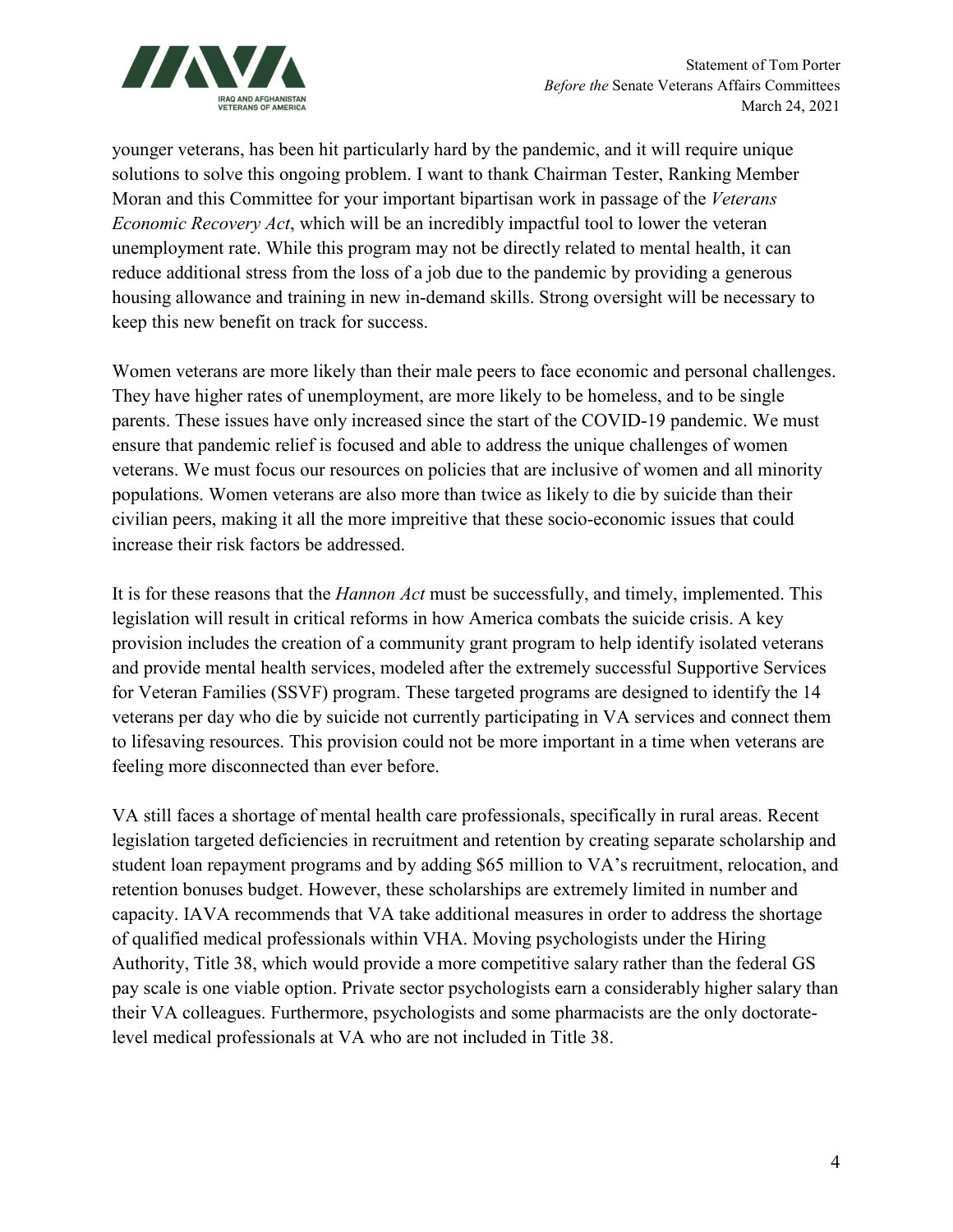younger veterans, has been hit particularly hard by the pandemic, and it will require unique solutions to solve this ongoing problem. I want to thank Chairman Tester, Ranking Member Moran and this Committee for your important bipartisan work in passage of the *Veterans Economic Recovery Act*, which will be an incredibly impactful tool to lower the veteran unemployment rate. While this program may not be directly related to mental health, it can reduce additional stress from the loss of a job due to the pandemic by providing a generous housing allowance and training in new in-demand skills. Strong oversight will be necessary to keep this new benefit on track for success.

Women veterans are more likely than their male peers to face economic and personal challenges. They have higher rates of unemployment, are more likely to be homeless, and to be single parents. These issues have only increased since the start of the COVID-19 pandemic. We must ensure that pandemic relief is focused and able to address the unique challenges of women veterans. We must focus our resources on policies that are inclusive of women and all minority populations. Women veterans are also more than twice as likely to die by suicide than their civilian peers, making it all the more impreitive that these socio-economic issues that could increase their risk factors be addressed.

It is for these reasons that the *Hannon Act* must be successfully, and timely, implemented. This legislation will result in critical reforms in how America combats the suicide crisis. A key provision includes the creation of a community grant program to help identify isolated veterans and provide mental health services, modeled after the extremely successful Supportive Services for Veteran Families (SSVF) program. These targeted programs are designed to identify the 14 veterans per day who die by suicide not currently participating in VA services and connect them to lifesaving resources. This provision could not be more important in a time when veterans are feeling more disconnected than ever before.

VA still faces a shortage of mental health care professionals, specifically in rural areas. Recent legislation targeted deficiencies in recruitment and retention by creating separate scholarship and student loan repayment programs and by adding $65 million to VA's recruitment, relocation, and retention bonuses budget. However, these scholarships are extremely limited in number and capacity. IAVA recommends that VA take additional measures in order to address the shortage of qualified medical professionals within VHA. Moving psychologists under the Hiring Authority, Title 38, which would provide a more competitive salary rather than the federal GS pay scale is one viable option. Private sector psychologists earn a considerably higher salary than their VA colleagues. Furthermore, psychologists and some pharmacists are the only doctorate-level medical professionals at VA who are not included in Title 38.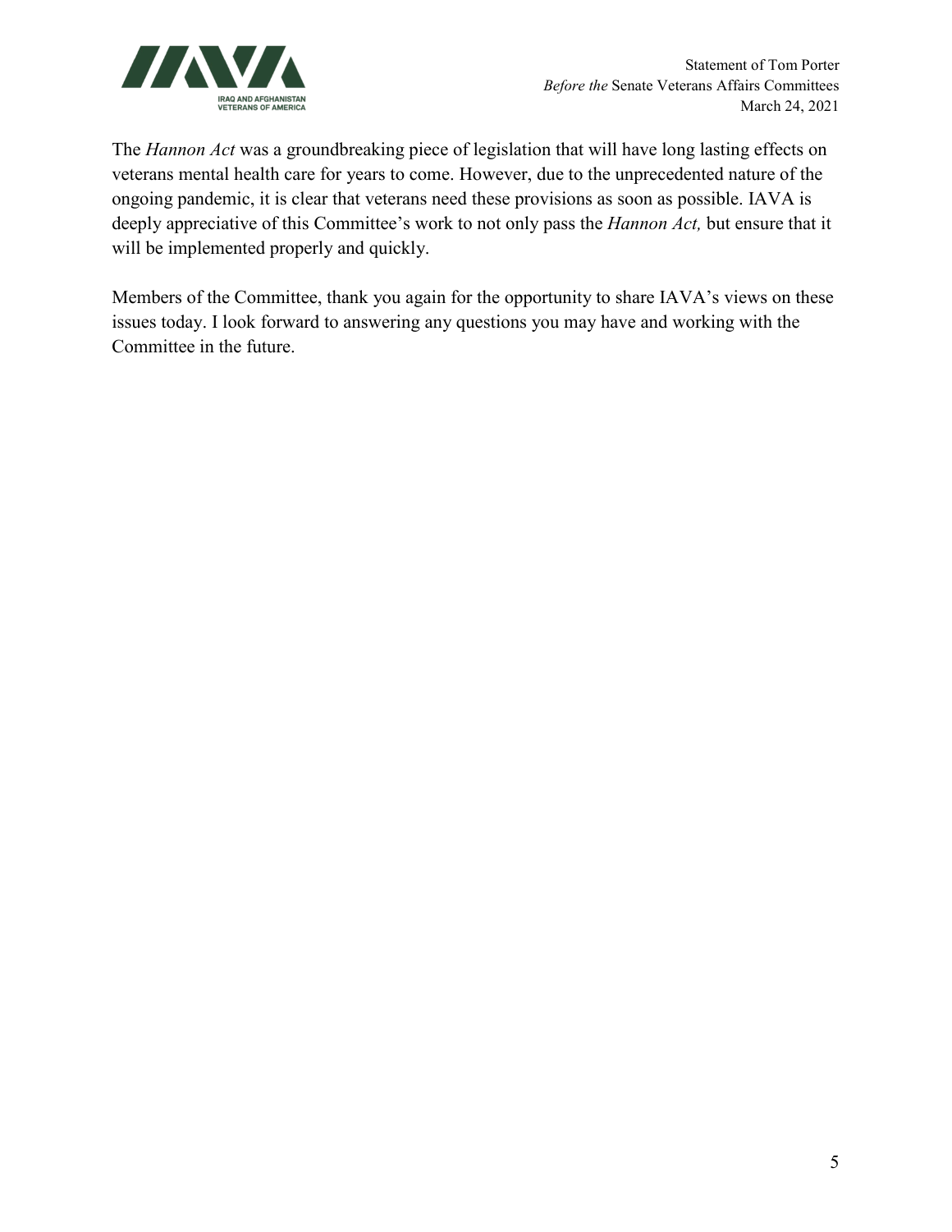The *Hannon Act* was a groundbreaking piece of legislation that will have long lasting effects on veterans mental health care for years to come. However, due to the unprecedented nature of the ongoing pandemic, it is clear that veterans need these provisions as soon as possible. IAVA is deeply appreciative of this Committee's work to not only pass the *Hannon Act,* but ensure that it will be implemented properly and quickly.

Members of the Committee, thank you again for the opportunity to share IAVA's views on these issues today. I look forward to answering any questions you may have and working with the Committee in the future.